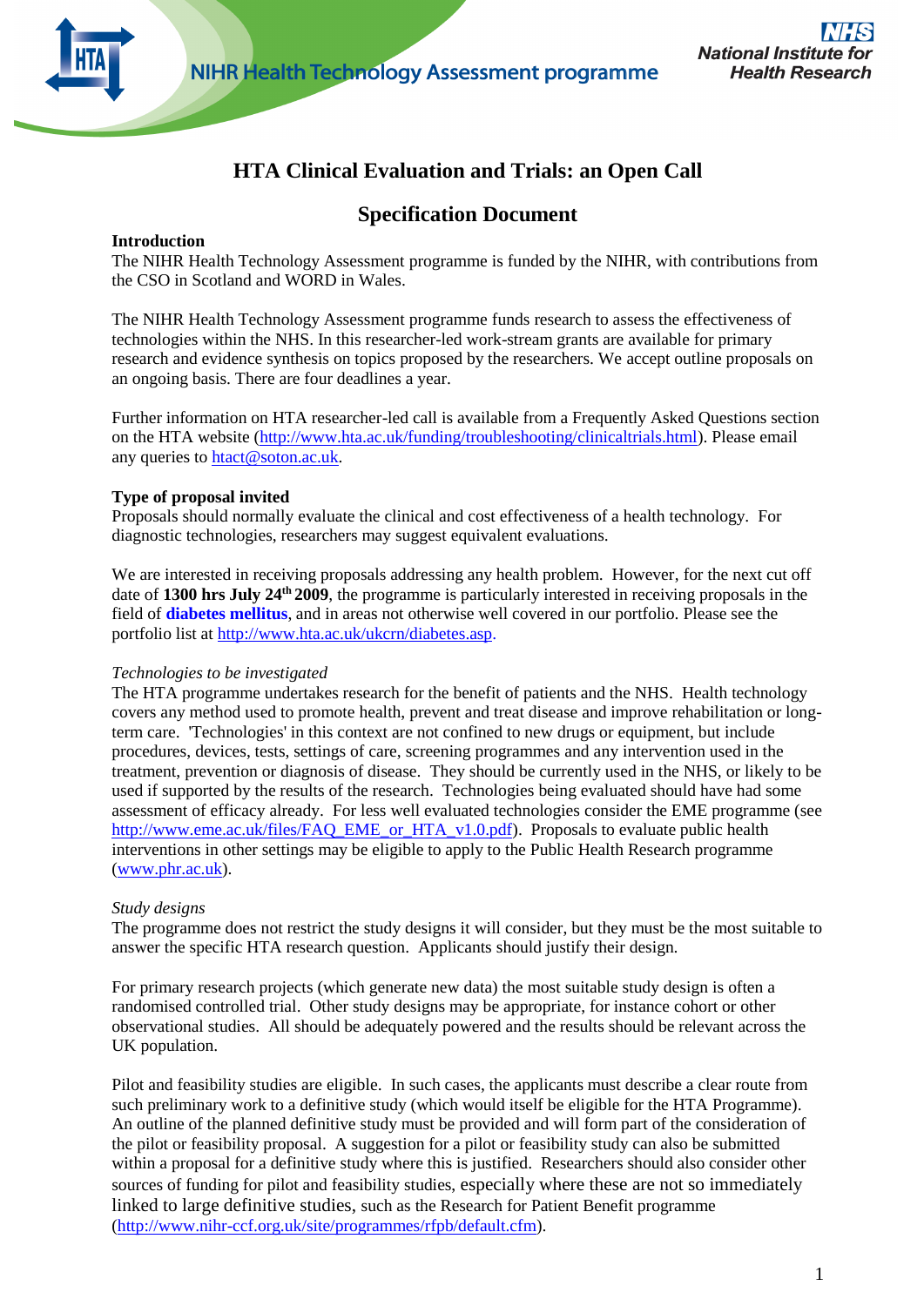# HTA Clinical Evaluation and Trials: an Open Call

## Specification Document

**Introduction**

The NIHR Health Technology Assessment programme is funded by the NIHR, with contributions from the CSO in Scotland and WORD in Wales.

The NIHR Health Technology Assessment programme funds research to assess the effectiveness of technologies within the NHS. In this researcher-led work-stream grants are available for primary research and evidence synthesis on topics proposed by the researchers. We accept outline proposals on an ongoing basis. There are four deadlines a year.

Further information on HTA researcher-led call is available from a Frequently Asked Questions section on the HTA website (http://www.hta.ac.uk/funding/troubleshooting/clinicaltrials.html). Please email any queries to htact@soton.ac.uk.

**Type of proposal invited**

Proposals should normally evaluate the clinical and cost effectiveness of a health technology. For diagnostic technologies, researchers may suggest equivalent evaluations.

We are interested in receiving proposals addressing any health problem. However, for the next cut off date of **1300 hrs July 24th 2009**, the programme is particularly interested in receiving proposals in the field of **diabetes mellitus**, and in areas not otherwise well covered in our portfolio. Please see the portfolio list at http://www.hta.ac.uk/ukcrn/diabetes.asp.

*Technologies to be investigated*

The HTA programme undertakes research for the benefit of patients and the NHS. Health technology covers any method used to promote health, prevent and treat disease and improve rehabilitation or long-term care. 'Technologies' in this context are not confined to new drugs or equipment, but include procedures, devices, tests, settings of care, screening programmes and any intervention used in the treatment, prevention or diagnosis of disease. They should be currently used in the NHS, or likely to be used if supported by the results of the research. Technologies being evaluated should have had some assessment of efficacy already. For less well evaluated technologies consider the EME programme (see http://www.eme.ac.uk/files/FAQ_EME_or_HTA_v1.0.pdf). Proposals to evaluate public health interventions in other settings may be eligible to apply to the Public Health Research programme (www.phr.ac.uk).

*Study designs*

The programme does not restrict the study designs it will consider, but they must be the most suitable to answer the specific HTA research question. Applicants should justify their design.

For primary research projects (which generate new data) the most suitable study design is often a randomised controlled trial. Other study designs may be appropriate, for instance cohort or other observational studies. All should be adequately powered and the results should be relevant across the UK population.

Pilot and feasibility studies are eligible. In such cases, the applicants must describe a clear route from such preliminary work to a definitive study (which would itself be eligible for the HTA Programme). An outline of the planned definitive study must be provided and will form part of the consideration of the pilot or feasibility proposal. A suggestion for a pilot or feasibility study can also be submitted within a proposal for a definitive study where this is justified. Researchers should also consider other sources of funding for pilot and feasibility studies, especially where these are not so immediately linked to large definitive studies, such as the Research for Patient Benefit programme (http://www.nihr-ccf.org.uk/site/programmes/rfpb/default.cfm).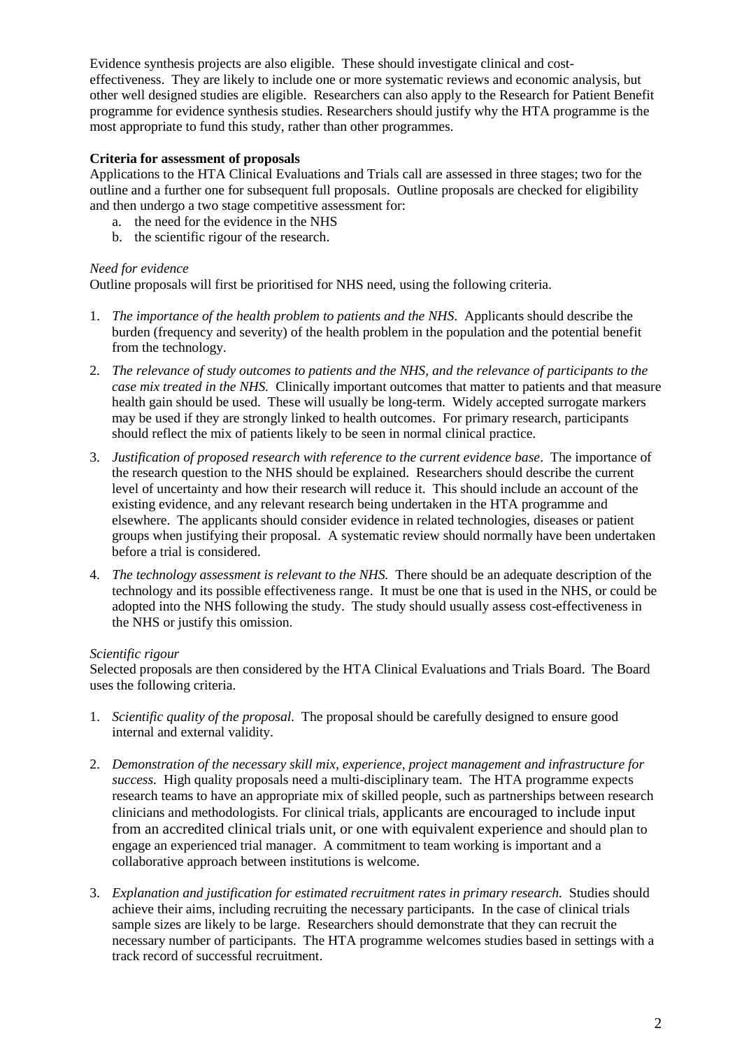Evidence synthesis projects are also eligible. These should investigate clinical and cost-effectiveness. They are likely to include one or more systematic reviews and economic analysis, but other well designed studies are eligible. Researchers can also apply to the Research for Patient Benefit programme for evidence synthesis studies. Researchers should justify why the HTA programme is the most appropriate to fund this study, rather than other programmes.

**Criteria for assessment of proposals**

Applications to the HTA Clinical Evaluations and Trials call are assessed in three stages; two for the outline and a further one for subsequent full proposals. Outline proposals are checked for eligibility and then undergo a two stage competitive assessment for:

a. the need for the evidence in the NHS
b. the scientific rigour of the research.

*Need for evidence*

Outline proposals will first be prioritised for NHS need, using the following criteria.

1. *The importance of the health problem to patients and the NHS*. Applicants should describe the burden (frequency and severity) of the health problem in the population and the potential benefit from the technology.

2. *The relevance of study outcomes to patients and the NHS, and the relevance of participants to the case mix treated in the NHS.* Clinically important outcomes that matter to patients and that measure health gain should be used. These will usually be long-term. Widely accepted surrogate markers may be used if they are strongly linked to health outcomes. For primary research, participants should reflect the mix of patients likely to be seen in normal clinical practice.

3. *Justification of proposed research with reference to the current evidence base*. The importance of the research question to the NHS should be explained. Researchers should describe the current level of uncertainty and how their research will reduce it. This should include an account of the existing evidence, and any relevant research being undertaken in the HTA programme and elsewhere. The applicants should consider evidence in related technologies, diseases or patient groups when justifying their proposal. A systematic review should normally have been undertaken before a trial is considered.

4. *The technology assessment is relevant to the NHS.* There should be an adequate description of the technology and its possible effectiveness range. It must be one that is used in the NHS, or could be adopted into the NHS following the study. The study should usually assess cost-effectiveness in the NHS or justify this omission.

*Scientific rigour*

Selected proposals are then considered by the HTA Clinical Evaluations and Trials Board. The Board uses the following criteria.

1. *Scientific quality of the proposal*. The proposal should be carefully designed to ensure good internal and external validity.

2. *Demonstration of the necessary skill mix, experience, project management and infrastructure for success.* High quality proposals need a multi-disciplinary team. The HTA programme expects research teams to have an appropriate mix of skilled people, such as partnerships between research clinicians and methodologists. For clinical trials, applicants are encouraged to include input from an accredited clinical trials unit, or one with equivalent experience and should plan to engage an experienced trial manager. A commitment to team working is important and a collaborative approach between institutions is welcome.

3. *Explanation and justification for estimated recruitment rates in primary research.* Studies should achieve their aims, including recruiting the necessary participants. In the case of clinical trials sample sizes are likely to be large. Researchers should demonstrate that they can recruit the necessary number of participants. The HTA programme welcomes studies based in settings with a track record of successful recruitment.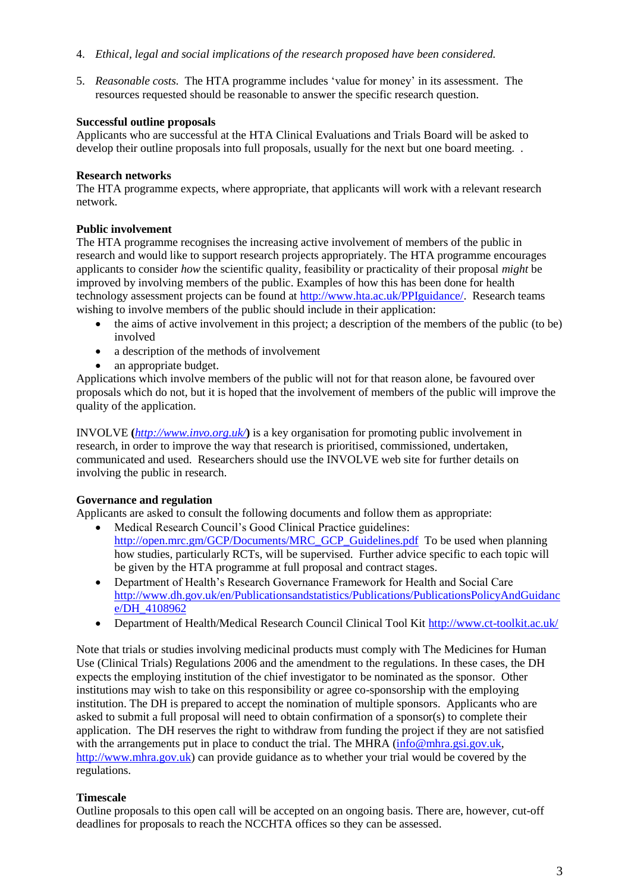4. *Ethical, legal and social implications of the research proposed have been considered.*

5. *Reasonable costs.* The HTA programme includes 'value for money' in its assessment. The resources requested should be reasonable to answer the specific research question.

**Successful outline proposals**
Applicants who are successful at the HTA Clinical Evaluations and Trials Board will be asked to develop their outline proposals into full proposals, usually for the next but one board meeting. .

**Research networks**
The HTA programme expects, where appropriate, that applicants will work with a relevant research network.

**Public involvement**
The HTA programme recognises the increasing active involvement of members of the public in research and would like to support research projects appropriately. The HTA programme encourages applicants to consider *how* the scientific quality, feasibility or practicality of their proposal *might* be improved by involving members of the public. Examples of how this has been done for health technology assessment projects can be found at http://www.hta.ac.uk/PPIguidance/. Research teams wishing to involve members of the public should include in their application:

- the aims of active involvement in this project; a description of the members of the public (to be) involved
- a description of the methods of involvement
- an appropriate budget.

Applications which involve members of the public will not for that reason alone, be favoured over proposals which do not, but it is hoped that the involvement of members of the public will improve the quality of the application.

INVOLVE (***http://www.invo.org.uk/***) is a key organisation for promoting public involvement in research, in order to improve the way that research is prioritised, commissioned, undertaken, communicated and used. Researchers should use the INVOLVE web site for further details on involving the public in research.

**Governance and regulation**
Applicants are asked to consult the following documents and follow them as appropriate:

- Medical Research Council's Good Clinical Practice guidelines: http://open.mrc.gm/GCP/Documents/MRC_GCP_Guidelines.pdf To be used when planning how studies, particularly RCTs, will be supervised. Further advice specific to each topic will be given by the HTA programme at full proposal and contract stages.
- Department of Health's Research Governance Framework for Health and Social Care http://www.dh.gov.uk/en/Publicationsandstatistics/Publications/PublicationsPolicyAndGuidance/DH_4108962
- Department of Health/Medical Research Council Clinical Tool Kit http://www.ct-toolkit.ac.uk/

Note that trials or studies involving medicinal products must comply with The Medicines for Human Use (Clinical Trials) Regulations 2006 and the amendment to the regulations. In these cases, the DH expects the employing institution of the chief investigator to be nominated as the sponsor. Other institutions may wish to take on this responsibility or agree co-sponsorship with the employing institution. The DH is prepared to accept the nomination of multiple sponsors. Applicants who are asked to submit a full proposal will need to obtain confirmation of a sponsor(s) to complete their application. The DH reserves the right to withdraw from funding the project if they are not satisfied with the arrangements put in place to conduct the trial. The MHRA (info@mhra.gsi.gov.uk, http://www.mhra.gov.uk) can provide guidance as to whether your trial would be covered by the regulations.

**Timescale**
Outline proposals to this open call will be accepted on an ongoing basis. There are, however, cut-off deadlines for proposals to reach the NCCHTA offices so they can be assessed.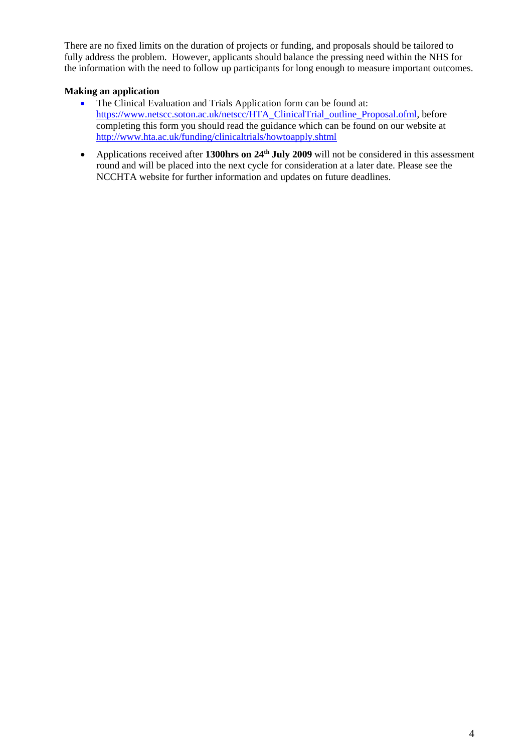There are no fixed limits on the duration of projects or funding, and proposals should be tailored to fully address the problem. However, applicants should balance the pressing need within the NHS for the information with the need to follow up participants for long enough to measure important outcomes.

**Making an application**

- The Clinical Evaluation and Trials Application form can be found at: https://www.netscc.soton.ac.uk/netscc/HTA_ClinicalTrial_outline_Proposal.ofml, before completing this form you should read the guidance which can be found on our website at http://www.hta.ac.uk/funding/clinicaltrials/howtoapply.shtml
- Applications received after **1300hrs on 24th July 2009** will not be considered in this assessment round and will be placed into the next cycle for consideration at a later date. Please see the NCCHTA website for further information and updates on future deadlines.